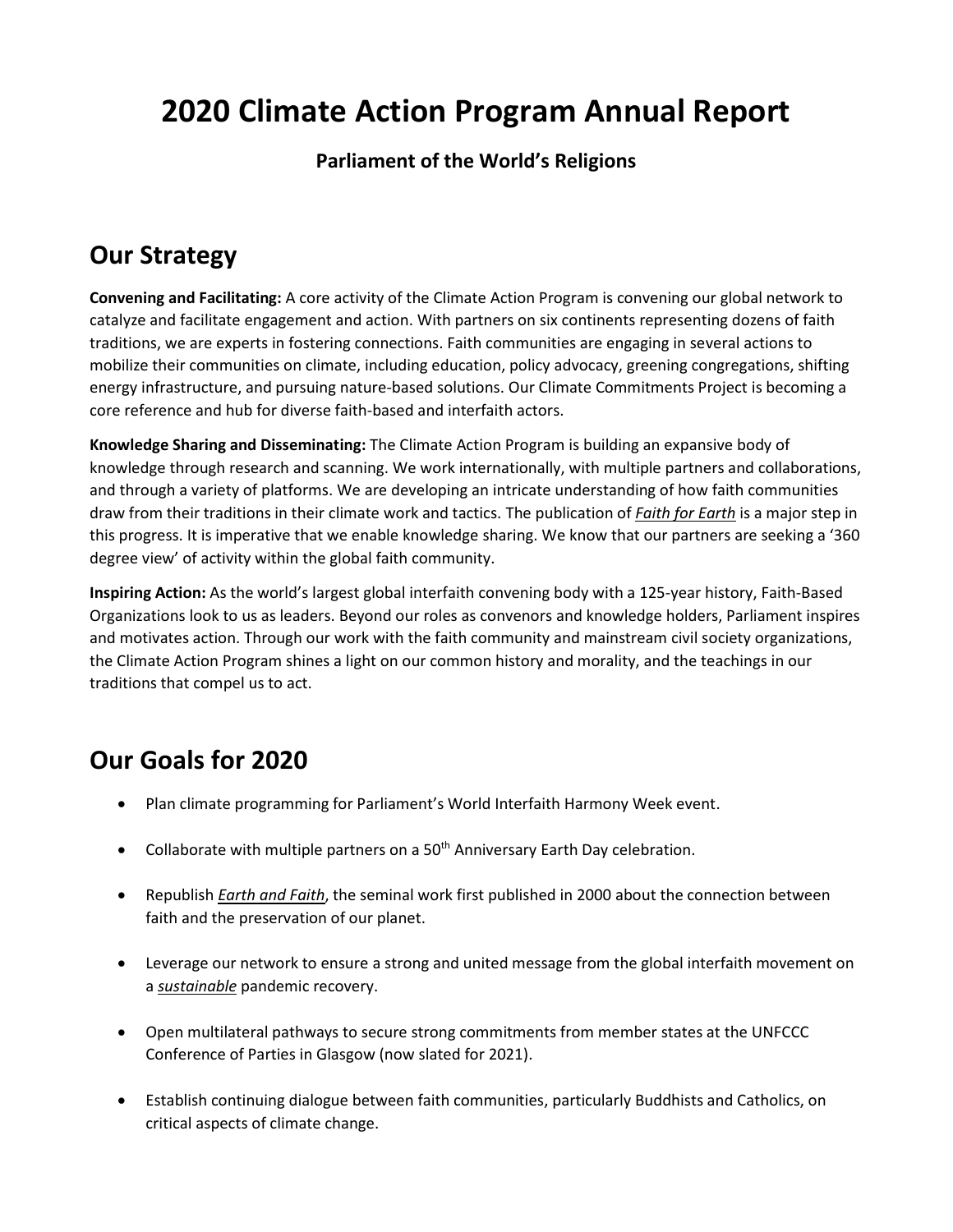# 2020 Climate Action Program Annual Report

**Parliament of the World's Religions**

## Our Strategy

**Convening and Facilitating:** A core activity of the Climate Action Program is convening our global network to catalyze and facilitate engagement and action. With partners on six continents representing dozens of faith traditions, we are experts in fostering connections. Faith communities are engaging in several actions to mobilize their communities on climate, including education, policy advocacy, greening congregations, shifting energy infrastructure, and pursuing nature-based solutions. Our Climate Commitments Project is becoming a core reference and hub for diverse faith-based and interfaith actors.

**Knowledge Sharing and Disseminating:** The Climate Action Program is building an expansive body of knowledge through research and scanning. We work internationally, with multiple partners and collaborations, and through a variety of platforms. We are developing an intricate understanding of how faith communities draw from their traditions in their climate work and tactics. The publication of ***Faith for Earth*** is a major step in this progress. It is imperative that we enable knowledge sharing. We know that our partners are seeking a '360 degree view' of activity within the global faith community.

**Inspiring Action:** As the world's largest global interfaith convening body with a 125-year history, Faith-Based Organizations look to us as leaders. Beyond our roles as convenors and knowledge holders, Parliament inspires and motivates action. Through our work with the faith community and mainstream civil society organizations, the Climate Action Program shines a light on our common history and morality, and the teachings in our traditions that compel us to act.

## Our Goals for 2020

- Plan climate programming for Parliament's World Interfaith Harmony Week event.
- Collaborate with multiple partners on a 50th Anniversary Earth Day celebration.
- Republish *Earth and Faith*, the seminal work first published in 2000 about the connection between faith and the preservation of our planet.
- Leverage our network to ensure a strong and united message from the global interfaith movement on a ***sustainable*** pandemic recovery.
- Open multilateral pathways to secure strong commitments from member states at the UNFCCC Conference of Parties in Glasgow (now slated for 2021).
- Establish continuing dialogue between faith communities, particularly Buddhists and Catholics, on critical aspects of climate change.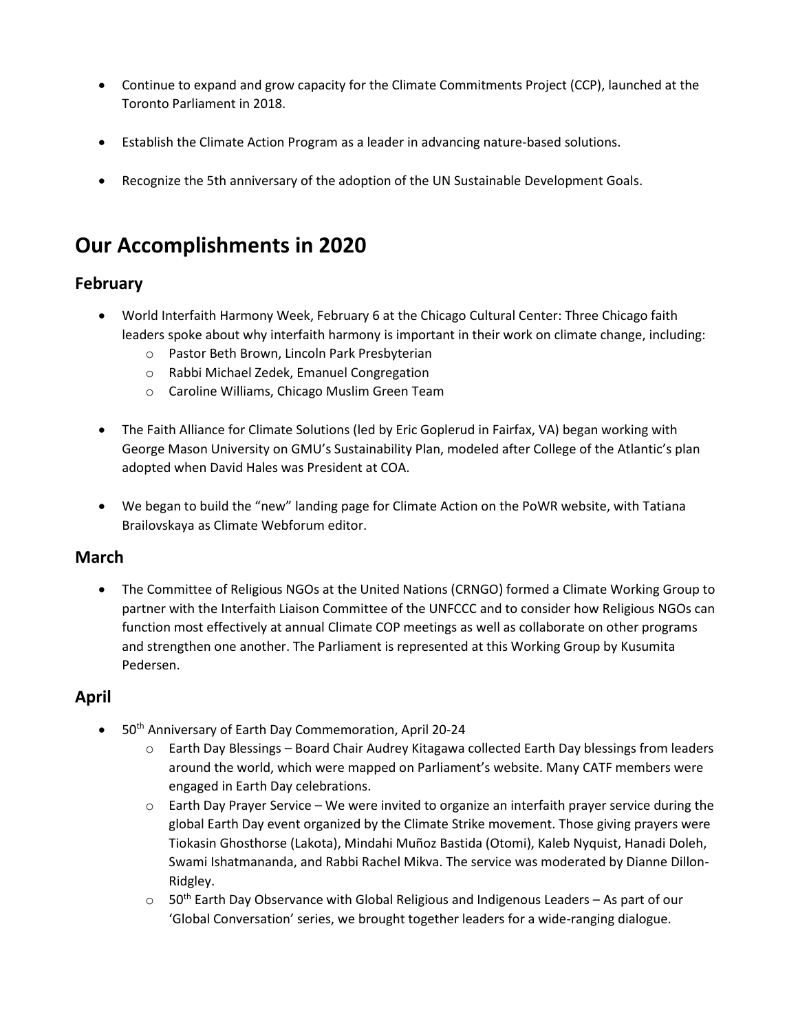- Continue to expand and grow capacity for the Climate Commitments Project (CCP), launched at the Toronto Parliament in 2018.
- Establish the Climate Action Program as a leader in advancing nature-based solutions.
- Recognize the 5th anniversary of the adoption of the UN Sustainable Development Goals.

# Our Accomplishments in 2020

## February

- World Interfaith Harmony Week, February 6 at the Chicago Cultural Center: Three Chicago faith leaders spoke about why interfaith harmony is important in their work on climate change, including:
  - Pastor Beth Brown, Lincoln Park Presbyterian
  - Rabbi Michael Zedek, Emanuel Congregation
  - Caroline Williams, Chicago Muslim Green Team
- The Faith Alliance for Climate Solutions (led by Eric Goplerud in Fairfax, VA) began working with George Mason University on GMU's Sustainability Plan, modeled after College of the Atlantic's plan adopted when David Hales was President at COA.
- We began to build the "new" landing page for Climate Action on the PoWR website, with Tatiana Brailovskaya as Climate Webforum editor.

## March

- The Committee of Religious NGOs at the United Nations (CRNGO) formed a Climate Working Group to partner with the Interfaith Liaison Committee of the UNFCCC and to consider how Religious NGOs can function most effectively at annual Climate COP meetings as well as collaborate on other programs and strengthen one another. The Parliament is represented at this Working Group by Kusumita Pedersen.

## April

- 50th Anniversary of Earth Day Commemoration, April 20-24
  - Earth Day Blessings – Board Chair Audrey Kitagawa collected Earth Day blessings from leaders around the world, which were mapped on Parliament's website. Many CATF members were engaged in Earth Day celebrations.
  - Earth Day Prayer Service – We were invited to organize an interfaith prayer service during the global Earth Day event organized by the Climate Strike movement. Those giving prayers were Tiokasin Ghosthorse (Lakota), Mindahi Muñoz Bastida (Otomi), Kaleb Nyquist, Hanadi Doleh, Swami Ishatmananda, and Rabbi Rachel Mikva. The service was moderated by Dianne Dillon-Ridgley.
  - 50th Earth Day Observance with Global Religious and Indigenous Leaders – As part of our 'Global Conversation' series, we brought together leaders for a wide-ranging dialogue.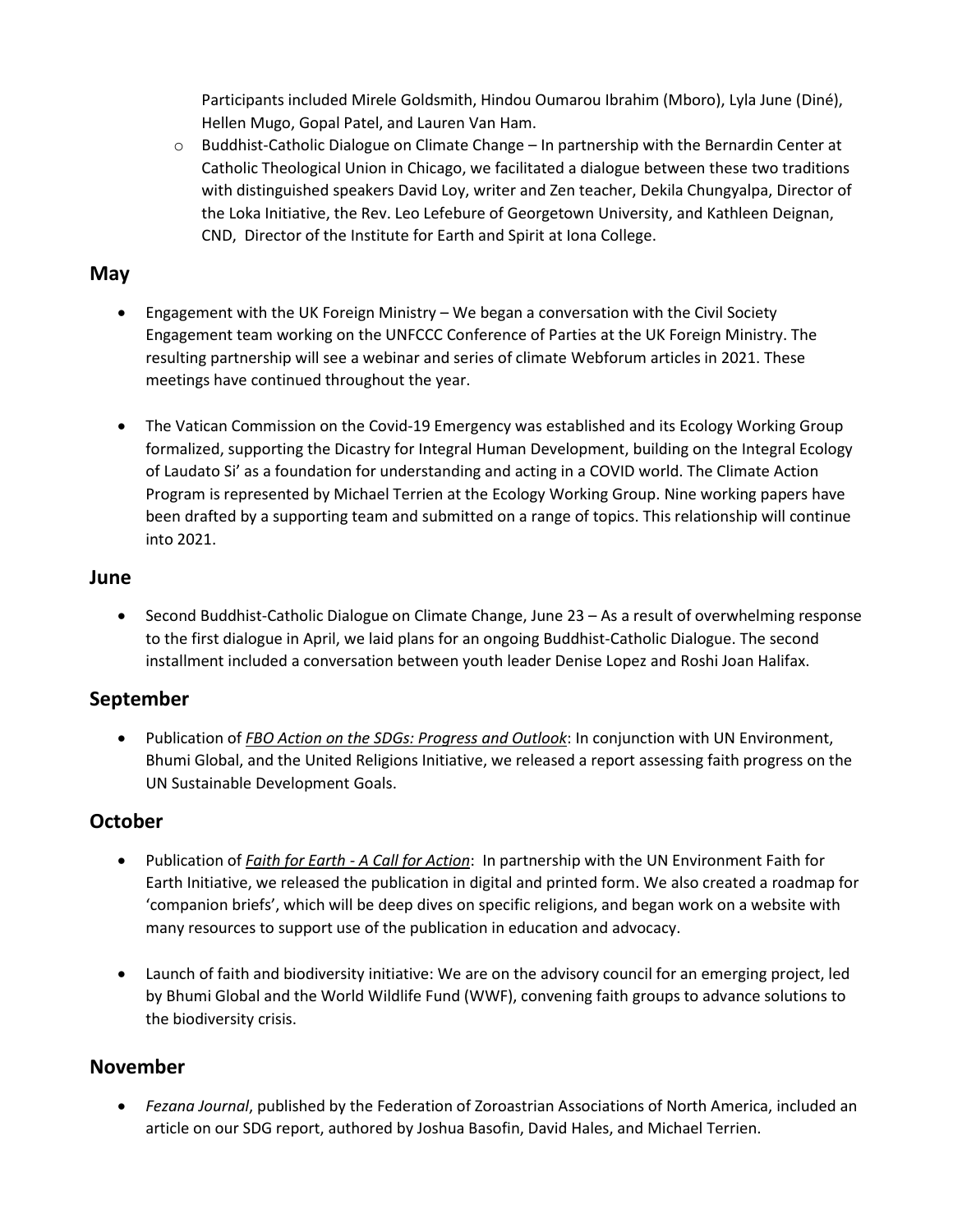Participants included Mirele Goldsmith, Hindou Oumarou Ibrahim (Mboro), Lyla June (Diné), Hellen Mugo, Gopal Patel, and Lauren Van Ham.

    - Buddhist-Catholic Dialogue on Climate Change – In partnership with the Bernardin Center at Catholic Theological Union in Chicago, we facilitated a dialogue between these two traditions with distinguished speakers David Loy, writer and Zen teacher, Dekila Chungyalpa, Director of the Loka Initiative, the Rev. Leo Lefebure of Georgetown University, and Kathleen Deignan, CND, Director of the Institute for Earth and Spirit at Iona College.

## May

- Engagement with the UK Foreign Ministry – We began a conversation with the Civil Society Engagement team working on the UNFCCC Conference of Parties at the UK Foreign Ministry. The resulting partnership will see a webinar and series of climate Webforum articles in 2021. These meetings have continued throughout the year.

- The Vatican Commission on the Covid-19 Emergency was established and its Ecology Working Group formalized, supporting the Dicastry for Integral Human Development, building on the Integral Ecology of Laudato Si' as a foundation for understanding and acting in a COVID world. The Climate Action Program is represented by Michael Terrien at the Ecology Working Group. Nine working papers have been drafted by a supporting team and submitted on a range of topics. This relationship will continue into 2021.

## June

- Second Buddhist-Catholic Dialogue on Climate Change, June 23 – As a result of overwhelming response to the first dialogue in April, we laid plans for an ongoing Buddhist-Catholic Dialogue. The second installment included a conversation between youth leader Denise Lopez and Roshi Joan Halifax.

## September

- Publication of *FBO Action on the SDGs: Progress and Outlook*: In conjunction with UN Environment, Bhumi Global, and the United Religions Initiative, we released a report assessing faith progress on the UN Sustainable Development Goals.

## October

- Publication of *Faith for Earth - A Call for Action*: In partnership with the UN Environment Faith for Earth Initiative, we released the publication in digital and printed form. We also created a roadmap for 'companion briefs', which will be deep dives on specific religions, and began work on a website with many resources to support use of the publication in education and advocacy.

- Launch of faith and biodiversity initiative: We are on the advisory council for an emerging project, led by Bhumi Global and the World Wildlife Fund (WWF), convening faith groups to advance solutions to the biodiversity crisis.

## November

- *Fezana Journal*, published by the Federation of Zoroastrian Associations of North America, included an article on our SDG report, authored by Joshua Basofin, David Hales, and Michael Terrien.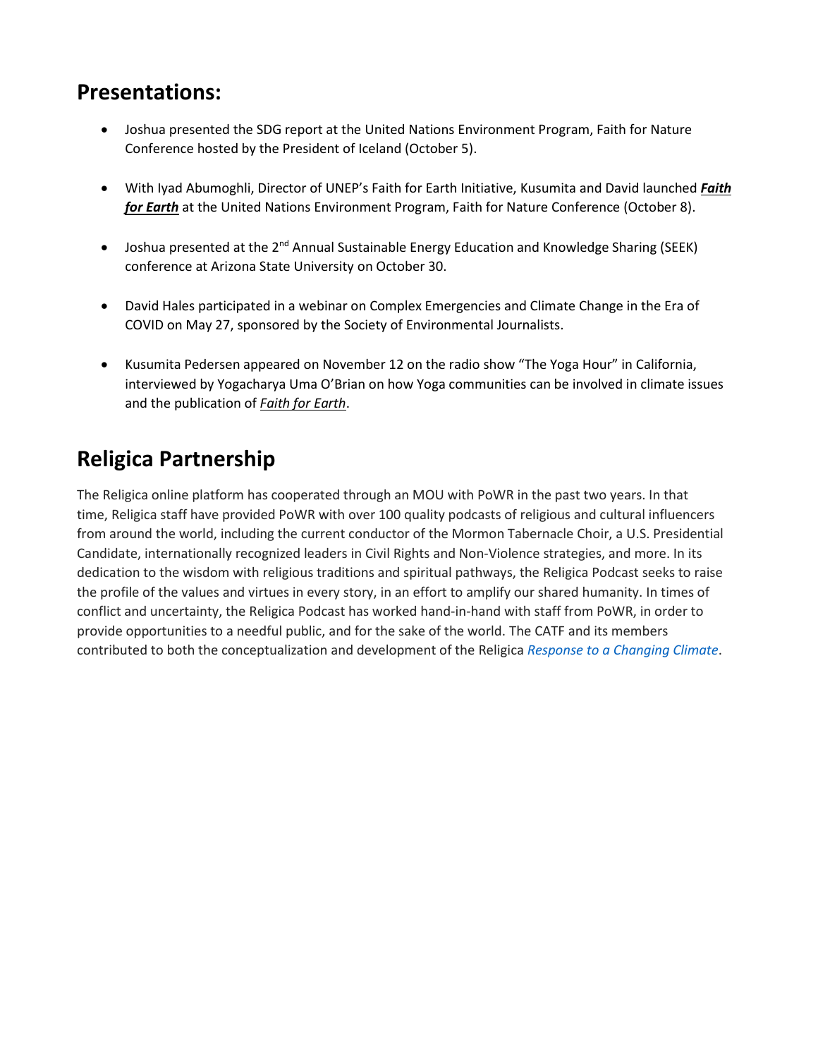## Presentations:

- Joshua presented the SDG report at the United Nations Environment Program, Faith for Nature Conference hosted by the President of Iceland (October 5).

- With Iyad Abumoghli, Director of UNEP's Faith for Earth Initiative, Kusumita and David launched ***Faith for Earth*** at the United Nations Environment Program, Faith for Nature Conference (October 8).

- Joshua presented at the 2nd Annual Sustainable Energy Education and Knowledge Sharing (SEEK) conference at Arizona State University on October 30.

- David Hales participated in a webinar on Complex Emergencies and Climate Change in the Era of COVID on May 27, sponsored by the Society of Environmental Journalists.

- Kusumita Pedersen appeared on November 12 on the radio show "The Yoga Hour" in California, interviewed by Yogacharya Uma O'Brian on how Yoga communities can be involved in climate issues and the publication of *Faith for Earth*.

## Religica Partnership

The Religica online platform has cooperated through an MOU with PoWR in the past two years. In that time, Religica staff have provided PoWR with over 100 quality podcasts of religious and cultural influencers from around the world, including the current conductor of the Mormon Tabernacle Choir, a U.S. Presidential Candidate, internationally recognized leaders in Civil Rights and Non-Violence strategies, and more. In its dedication to the wisdom with religious traditions and spiritual pathways, the Religica Podcast seeks to raise the profile of the values and virtues in every story, in an effort to amplify our shared humanity. In times of conflict and uncertainty, the Religica Podcast has worked hand-in-hand with staff from PoWR, in order to provide opportunities to a needful public, and for the sake of the world. The CATF and its members contributed to both the conceptualization and development of the Religica *Response to a Changing Climate*.